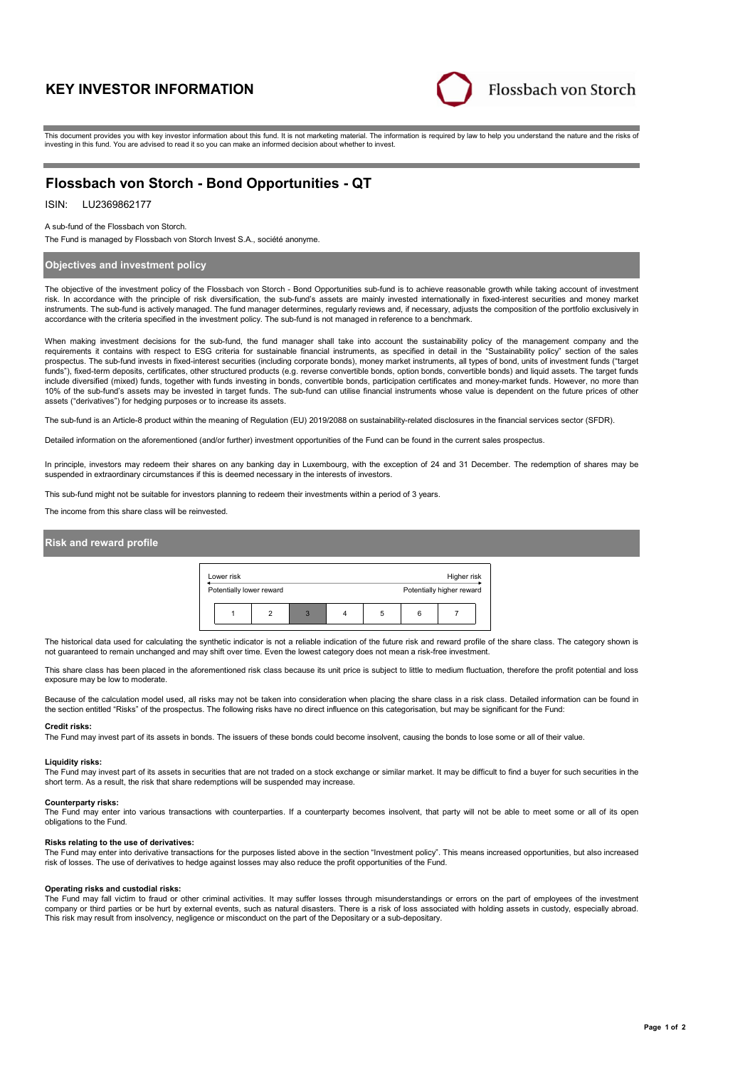# KEY INVESTOR INFORMATION

Flossbach von Storch

This document provides you with key investor information about this fund. It is not marketing material. The information is required by law to help you understand the nature and the risks of investing in this fund. You are advised to read it so you can make an informed decision about whether to invest.

## Flossbach von Storch - Bond Opportunities - QT

ISIN: LU2369862177

A sub-fund of the Flossbach von Storch.

The Fund is managed by Flossbach von Storch Invest S.A., société anonyme.

### Objectives and investment policy

The objective of the investment policy of the Flossbach von Storch - Bond Opportunities sub-fund is to achieve reasonable growth while taking account of investment risk. In accordance with the principle of risk diversification, the sub-fund's assets are mainly invested internationally in fixed-interest securities and money market instruments. The sub-fund is actively managed. The fund manager determines, regularly reviews and, if necessary, adjusts the composition of the portfolio exclusively in accordance with the criteria specified in the investment policy. The sub-fund is not managed in reference to a benchmark.

When making investment decisions for the sub-fund, the fund manager shall take into account the sustainability policy of the management company and the requirements it contains with respect to ESG criteria for sustainable financial instruments, as specified in detail in the "Sustainability policy" section of the sales prospectus. The sub-fund invests in fixed-interest securities (including corporate bonds), money market instruments, all types of bond, units of investment funds ("target funds"), fixed-term deposits, certificates, other structured products (e.g. reverse convertible bonds, option bonds, convertible bonds) and liquid assets. The target funds include diversified (mixed) funds, together with funds investing in bonds, convertible bonds, participation certificates and money-market funds. However, no more than 10% of the sub-fund's assets may be invested in target funds. The sub-fund can utilise financial instruments whose value is dependent on the future prices of other assets ("derivatives") for hedging purposes or to increase its assets.

The sub-fund is an Article-8 product within the meaning of Regulation (EU) 2019/2088 on sustainability-related disclosures in the financial services sector (SFDR).

Detailed information on the aforementioned (and/or further) investment opportunities of the Fund can be found in the current sales prospectus.

In principle, investors may redeem their shares on any banking day in Luxembourg, with the exception of 24 and 31 December. The redemption of shares may be suspended in extraordinary circumstances if this is deemed necessary in the interests of investors.

This sub-fund might not be suitable for investors planning to redeem their investments within a period of 3 years.

The income from this share class will be reinvested.

### Risk and reward profile

| Lower risk | | | | | | Higher risk |
|---|---|---|---|---|---|---|
| Potentially lower reward | | | | | | Potentially higher reward |
| 1 | 2 | **3** | 4 | 5 | 6 | 7 |

The historical data used for calculating the synthetic indicator is not a reliable indication of the future risk and reward profile of the share class. The category shown is not guaranteed to remain unchanged and may shift over time. Even the lowest category does not mean a risk-free investment.

This share class has been placed in the aforementioned risk class because its unit price is subject to little to medium fluctuation, therefore the profit potential and loss exposure may be low to moderate.

Because of the calculation model used, all risks may not be taken into consideration when placing the share class in a risk class. Detailed information can be found in the section entitled "Risks" of the prospectus. The following risks have no direct influence on this categorisation, but may be significant for the Fund:

**Credit risks:**
The Fund may invest part of its assets in bonds. The issuers of these bonds could become insolvent, causing the bonds to lose some or all of their value.

**Liquidity risks:**
The Fund may invest part of its assets in securities that are not traded on a stock exchange or similar market. It may be difficult to find a buyer for such securities in the short term. As a result, the risk that share redemptions will be suspended may increase.

**Counterparty risks:**
The Fund may enter into various transactions with counterparties. If a counterparty becomes insolvent, that party will not be able to meet some or all of its open obligations to the Fund.

**Risks relating to the use of derivatives:**
The Fund may enter into derivative transactions for the purposes listed above in the section "Investment policy". This means increased opportunities, but also increased risk of losses. The use of derivatives to hedge against losses may also reduce the profit opportunities of the Fund.

**Operating risks and custodial risks:**
The Fund may fall victim to fraud or other criminal activities. It may suffer losses through misunderstandings or errors on the part of employees of the investment company or third parties or be hurt by external events, such as natural disasters. There is a risk of loss associated with holding assets in custody, especially abroad. This risk may result from insolvency, negligence or misconduct on the part of the Depositary or a sub-depositary.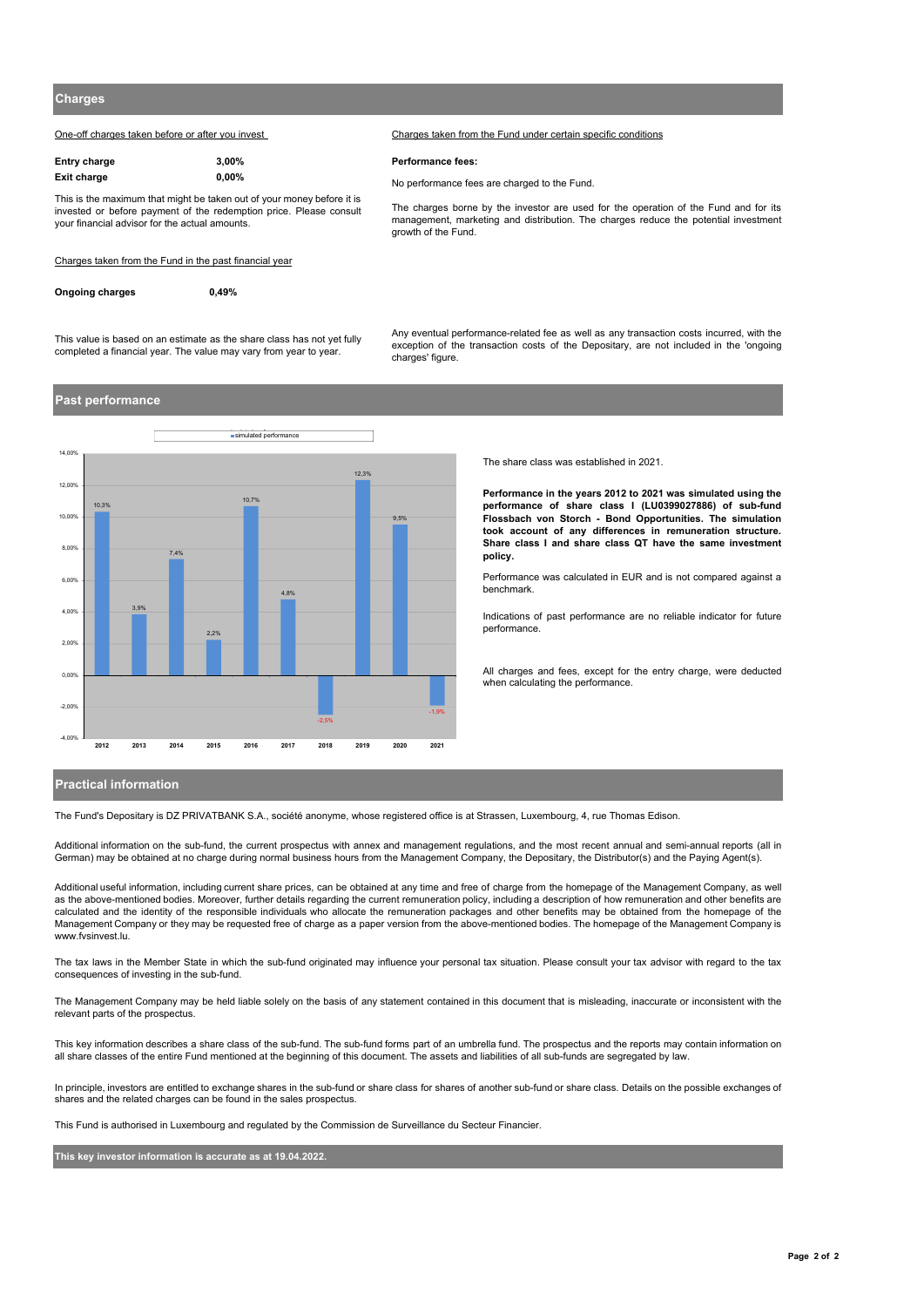## Charges

One-off charges taken before or after you invest

| | |
|---|---|
| **Entry charge** | **3,00%** |
| **Exit charge** | **0,00%** |

This is the maximum that might be taken out of your money before it is invested or before payment of the redemption price. Please consult your financial advisor for the actual amounts.

Charges taken from the Fund in the past financial year

| | |
|---|---|
| **Ongoing charges** | **0,49%** |

This value is based on an estimate as the share class has not yet fully completed a financial year. The value may vary from year to year.

Charges taken from the Fund under certain specific conditions

**Performance fees:**

No performance fees are charged to the Fund.

The charges borne by the investor are used for the operation of the Fund and for its management, marketing and distribution. The charges reduce the potential investment growth of the Fund.

Any eventual performance-related fee as well as any transaction costs incurred, with the exception of the transaction costs of the Depositary, are not included in the 'ongoing charges' figure.

## Past performance

simulated performance

14,00%
12,00%
10,00%
8,00%
6,00%
4,00%
2,00%
0,00%
-2,00%
-4,00%

2012: 10,3%
2013: 3,9%
2014: 7,4%
2015: 2,2%
2016: 10,7%
2017: 4,8%
2018: -2,5%
2019: 12,3%
2020: 9,5%
2021: -1,9%

The share class was established in 2021.

**Performance in the years 2012 to 2021 was simulated using the performance of share class I (LU0399027886) of sub-fund Flossbach von Storch - Bond Opportunities. The simulation took account of any differences in remuneration structure. Share class I and share class QT have the same investment policy.**

Performance was calculated in EUR and is not compared against a benchmark.

Indications of past performance are no reliable indicator for future performance.

All charges and fees, except for the entry charge, were deducted when calculating the performance.

## Practical information

The Fund's Depositary is DZ PRIVATBANK S.A., société anonyme, whose registered office is at Strassen, Luxembourg, 4, rue Thomas Edison.

Additional information on the sub-fund, the current prospectus with annex and management regulations, and the most recent annual and semi-annual reports (all in German) may be obtained at no charge during normal business hours from the Management Company, the Depositary, the Distributor(s) and the Paying Agent(s).

Additional useful information, including current share prices, can be obtained at any time and free of charge from the homepage of the Management Company, as well as the above-mentioned bodies. Moreover, further details regarding the current remuneration policy, including a description of how remuneration and other benefits are calculated and the identity of the responsible individuals who allocate the remuneration packages and other benefits may be obtained from the homepage of the Management Company or they may be requested free of charge as a paper version from the above-mentioned bodies. The homepage of the Management Company is www.fvsinvest.lu.

The tax laws in the Member State in which the sub-fund originated may influence your personal tax situation. Please consult your tax advisor with regard to the tax consequences of investing in the sub-fund.

The Management Company may be held liable solely on the basis of any statement contained in this document that is misleading, inaccurate or inconsistent with the relevant parts of the prospectus.

This key information describes a share class of the sub-fund. The sub-fund forms part of an umbrella fund. The prospectus and the reports may contain information on all share classes of the entire Fund mentioned at the beginning of this document. The assets and liabilities of all sub-funds are segregated by law.

In principle, investors are entitled to exchange shares in the sub-fund or share class for shares of another sub-fund or share class. Details on the possible exchanges of shares and the related charges can be found in the sales prospectus.

This Fund is authorised in Luxembourg and regulated by the Commission de Surveillance du Secteur Financier.

**This key investor information is accurate as at 19.04.2022.**